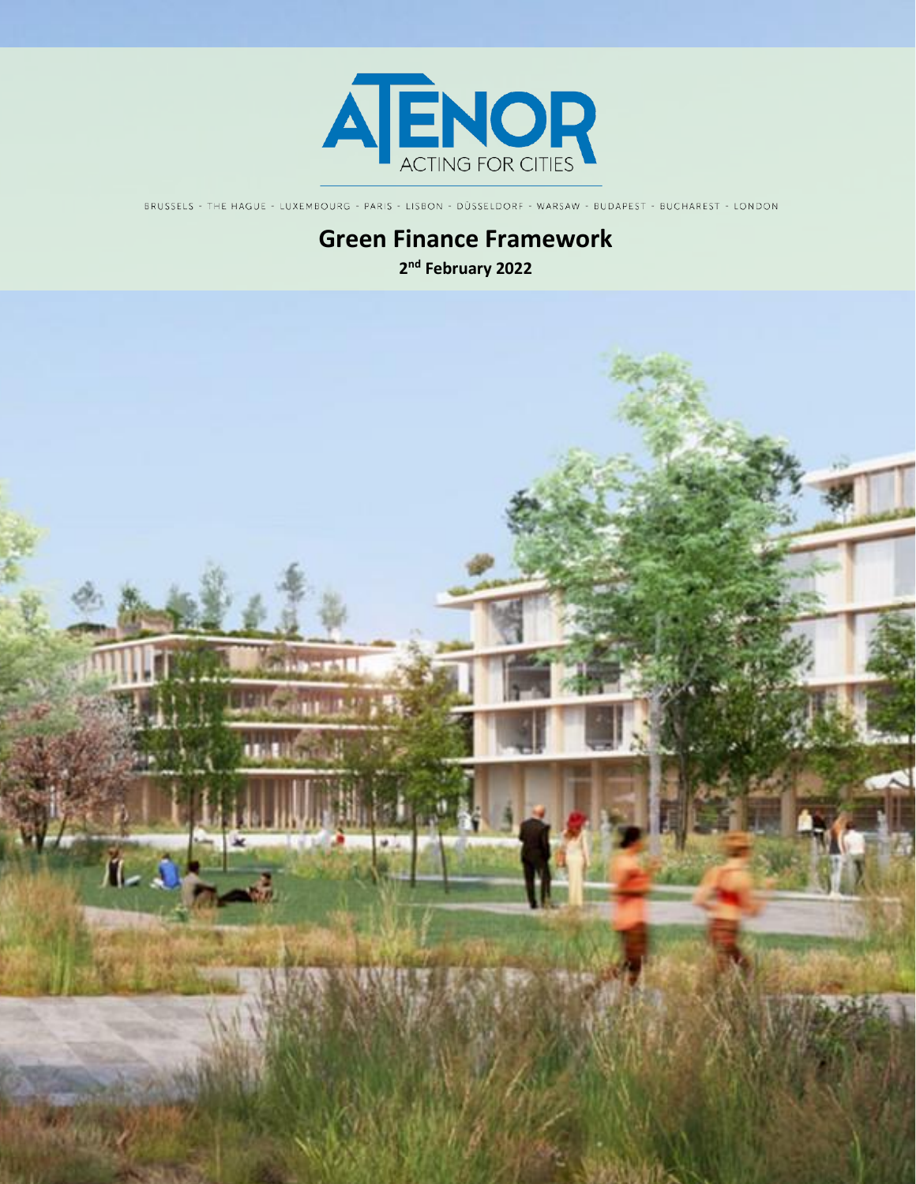ATENOR

ACTING FOR CITIES

BRUSSELS - THE HAGUE - LUXEMBOURG - PARIS - LISBON - DÜSSELDORF - WARSAW - BUDAPEST - BUCHAREST - LONDON

# Green Finance Framework

**2nd February 2022**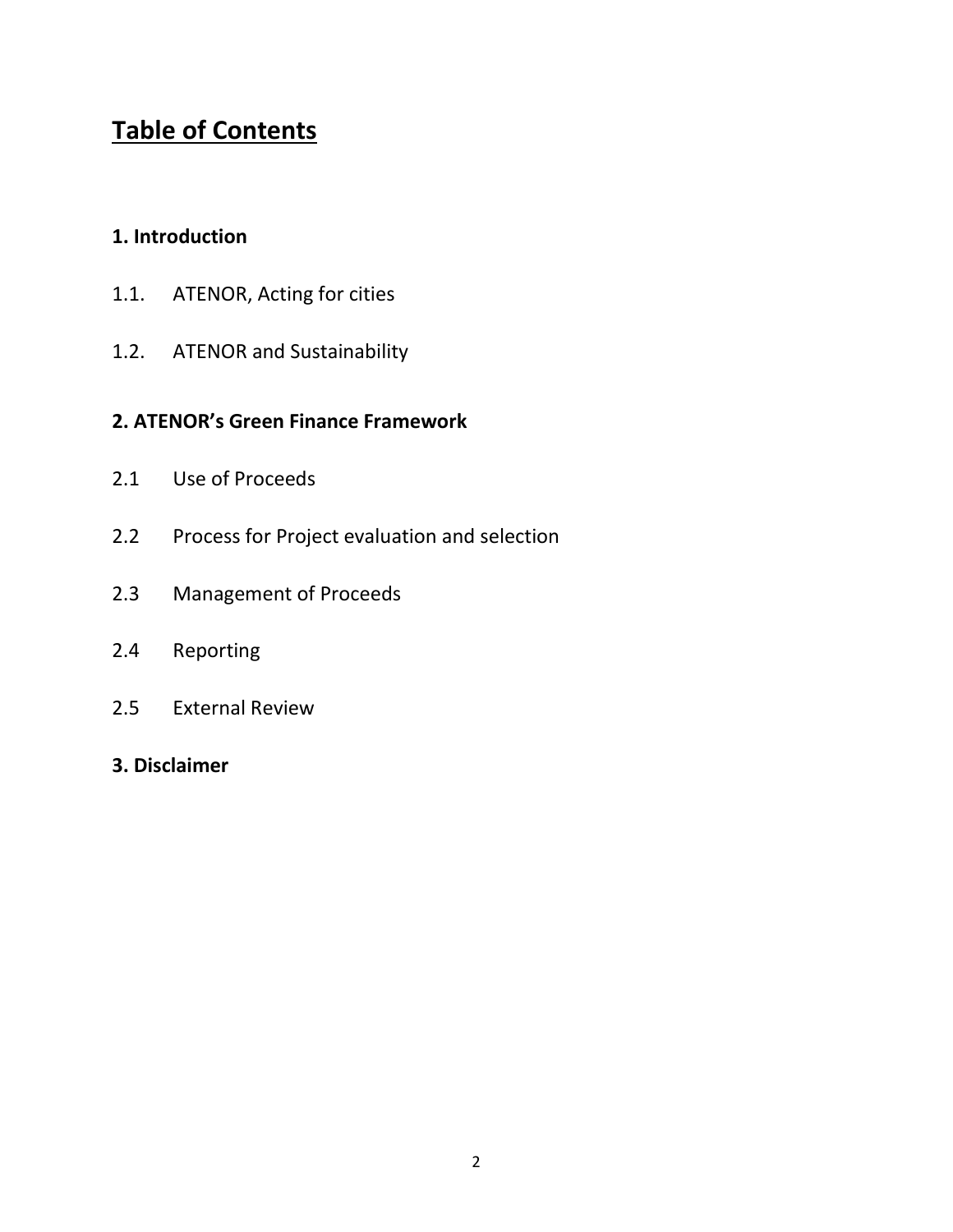# Table of Contents

**1. Introduction**

1.1. ATENOR, Acting for cities

1.2. ATENOR and Sustainability

**2. ATENOR's Green Finance Framework**

2.1 Use of Proceeds

2.2 Process for Project evaluation and selection

2.3 Management of Proceeds

2.4 Reporting

2.5 External Review

**3. Disclaimer**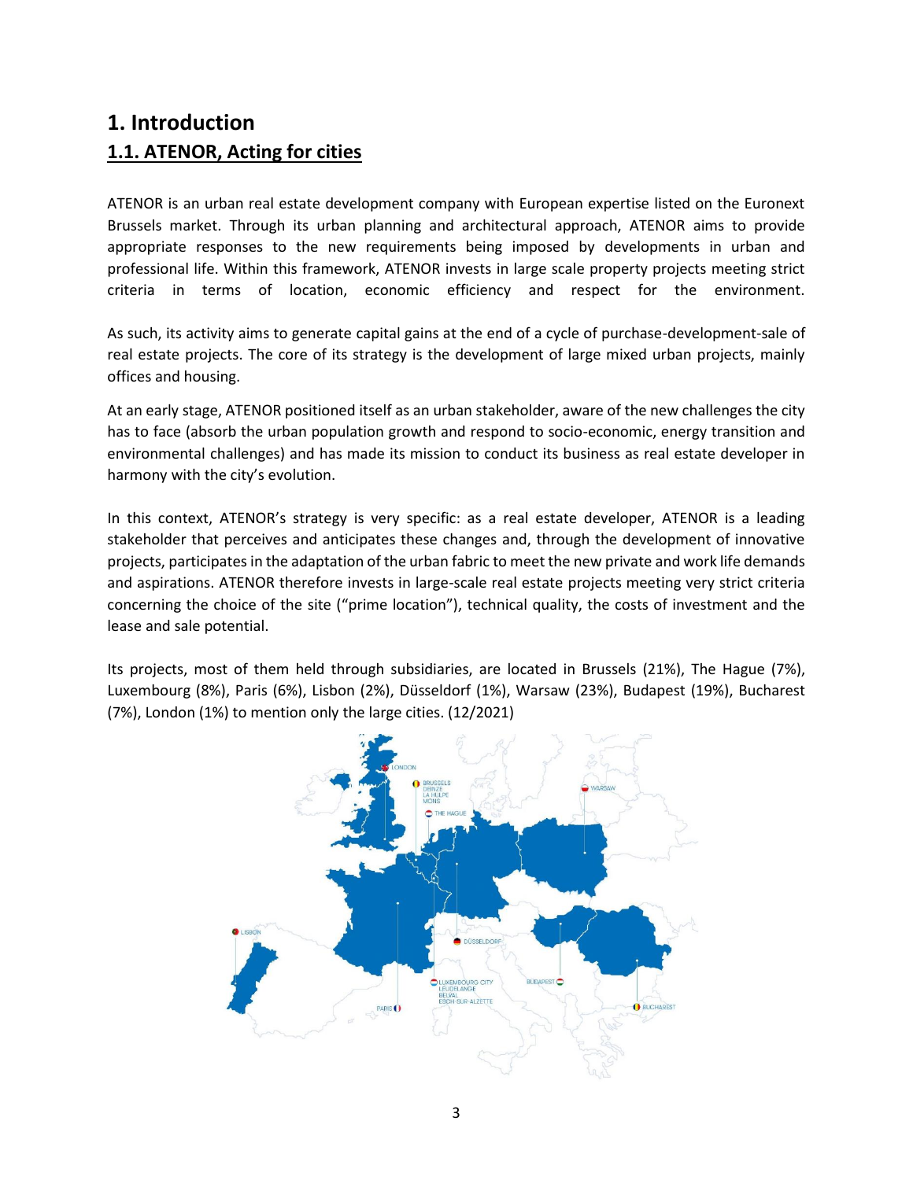# 1. Introduction

## 1.1. ATENOR, Acting for cities

ATENOR is an urban real estate development company with European expertise listed on the Euronext Brussels market. Through its urban planning and architectural approach, ATENOR aims to provide appropriate responses to the new requirements being imposed by developments in urban and professional life. Within this framework, ATENOR invests in large scale property projects meeting strict criteria in terms of location, economic efficiency and respect for the environment.

As such, its activity aims to generate capital gains at the end of a cycle of purchase-development-sale of real estate projects. The core of its strategy is the development of large mixed urban projects, mainly offices and housing.

At an early stage, ATENOR positioned itself as an urban stakeholder, aware of the new challenges the city has to face (absorb the urban population growth and respond to socio-economic, energy transition and environmental challenges) and has made its mission to conduct its business as real estate developer in harmony with the city's evolution.

In this context, ATENOR's strategy is very specific: as a real estate developer, ATENOR is a leading stakeholder that perceives and anticipates these changes and, through the development of innovative projects, participates in the adaptation of the urban fabric to meet the new private and work life demands and aspirations. ATENOR therefore invests in large-scale real estate projects meeting very strict criteria concerning the choice of the site ("prime location"), technical quality, the costs of investment and the lease and sale potential.

Its projects, most of them held through subsidiaries, are located in Brussels (21%), The Hague (7%), Luxembourg (8%), Paris (6%), Lisbon (2%), Düsseldorf (1%), Warsaw (23%), Budapest (19%), Bucharest (7%), London (1%) to mention only the large cities. (12/2021)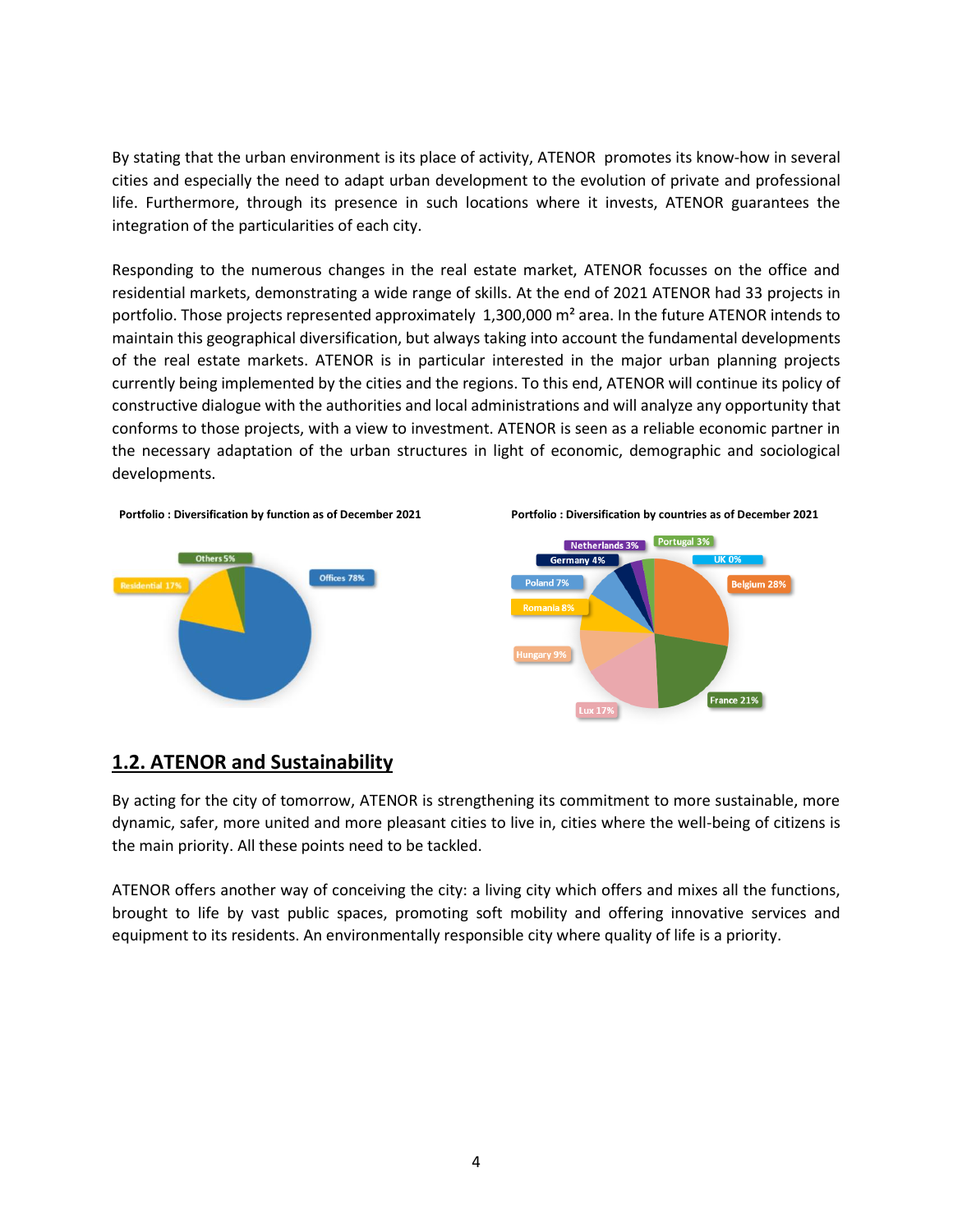By stating that the urban environment is its place of activity, ATENOR promotes its know-how in several cities and especially the need to adapt urban development to the evolution of private and professional life. Furthermore, through its presence in such locations where it invests, ATENOR guarantees the integration of the particularities of each city.

Responding to the numerous changes in the real estate market, ATENOR focusses on the office and residential markets, demonstrating a wide range of skills. At the end of 2021 ATENOR had 33 projects in portfolio. Those projects represented approximately 1,300,000 m² area. In the future ATENOR intends to maintain this geographical diversification, but always taking into account the fundamental developments of the real estate markets. ATENOR is in particular interested in the major urban planning projects currently being implemented by the cities and the regions. To this end, ATENOR will continue its policy of constructive dialogue with the authorities and local administrations and will analyze any opportunity that conforms to those projects, with a view to investment. ATENOR is seen as a reliable economic partner in the necessary adaptation of the urban structures in light of economic, demographic and sociological developments.

**Portfolio : Diversification by function as of December 2021**

Offices 78%, Residential 17%, Others 5%

**Portfolio : Diversification by countries as of December 2021**

Belgium 28%, France 21%, Lux 17%, Hungary 9%, Romania 8%, Poland 7%, Germany 4%, Netherlands 3%, Portugal 3%, UK 0%

## 1.2. ATENOR and Sustainability

By acting for the city of tomorrow, ATENOR is strengthening its commitment to more sustainable, more dynamic, safer, more united and more pleasant cities to live in, cities where the well-being of citizens is the main priority. All these points need to be tackled.

ATENOR offers another way of conceiving the city: a living city which offers and mixes all the functions, brought to life by vast public spaces, promoting soft mobility and offering innovative services and equipment to its residents. An environmentally responsible city where quality of life is a priority.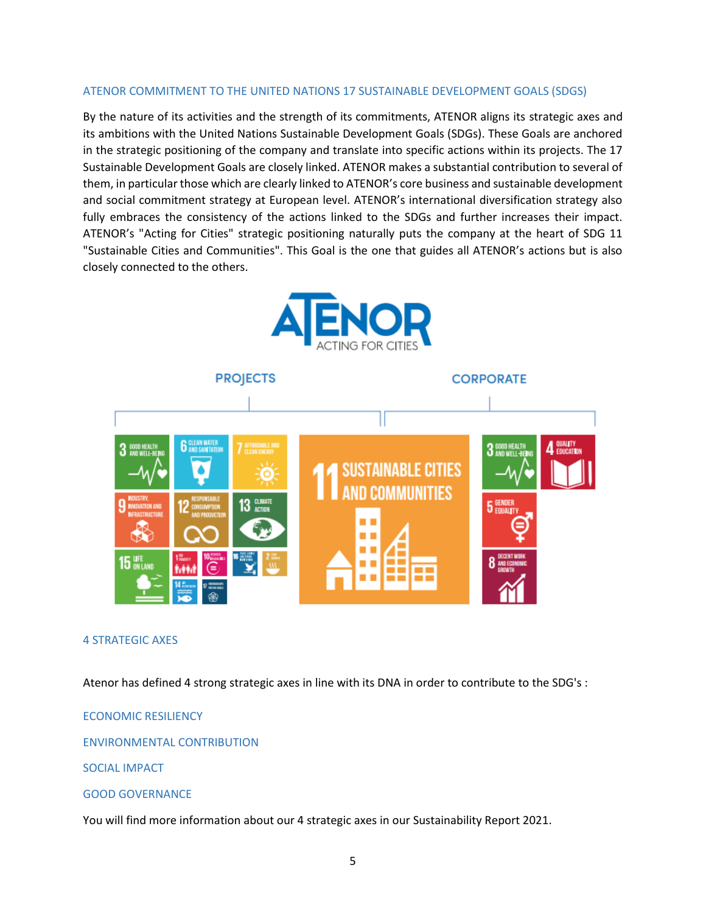## ATENOR COMMITMENT TO THE UNITED NATIONS 17 SUSTAINABLE DEVELOPMENT GOALS (SDGS)

By the nature of its activities and the strength of its commitments, ATENOR aligns its strategic axes and its ambitions with the United Nations Sustainable Development Goals (SDGs). These Goals are anchored in the strategic positioning of the company and translate into specific actions within its projects. The 17 Sustainable Development Goals are closely linked. ATENOR makes a substantial contribution to several of them, in particular those which are clearly linked to ATENOR's core business and sustainable development and social commitment strategy at European level. ATENOR's international diversification strategy also fully embraces the consistency of the actions linked to the SDGs and further increases their impact. ATENOR's "Acting for Cities" strategic positioning naturally puts the company at the heart of SDG 11 "Sustainable Cities and Communities". This Goal is the one that guides all ATENOR's actions but is also closely connected to the others.

## 4 STRATEGIC AXES

Atenor has defined 4 strong strategic axes in line with its DNA in order to contribute to the SDG's :

ECONOMIC RESILIENCY

ENVIRONMENTAL CONTRIBUTION

SOCIAL IMPACT

GOOD GOVERNANCE

You will find more information about our 4 strategic axes in our Sustainability Report 2021.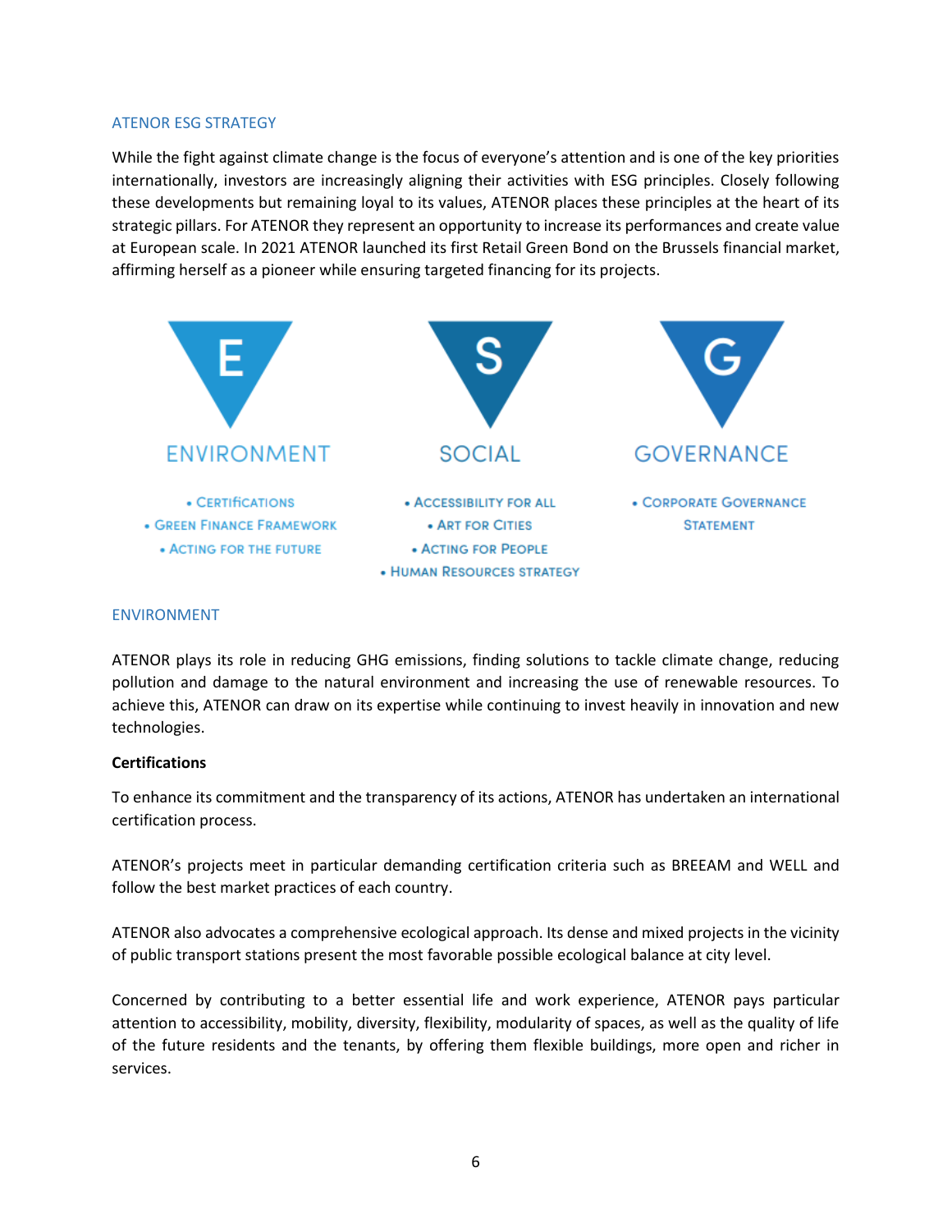## ATENOR ESG STRATEGY

While the fight against climate change is the focus of everyone's attention and is one of the key priorities internationally, investors are increasingly aligning their activities with ESG principles. Closely following these developments but remaining loyal to its values, ATENOR places these principles at the heart of its strategic pillars. For ATENOR they represent an opportunity to increase its performances and create value at European scale. In 2021 ATENOR launched its first Retail Green Bond on the Brussels financial market, affirming herself as a pioneer while ensuring targeted financing for its projects.

**E – ENVIRONMENT**
- Certifications
- Green Finance Framework
- Acting for the Future

**S – SOCIAL**
- Accessibility for All
- Art for Cities
- Acting for People
- Human Resources Strategy

**G – GOVERNANCE**
- Corporate Governance Statement

## ENVIRONMENT

ATENOR plays its role in reducing GHG emissions, finding solutions to tackle climate change, reducing pollution and damage to the natural environment and increasing the use of renewable resources. To achieve this, ATENOR can draw on its expertise while continuing to invest heavily in innovation and new technologies.

### Certifications

To enhance its commitment and the transparency of its actions, ATENOR has undertaken an international certification process.

ATENOR's projects meet in particular demanding certification criteria such as BREEAM and WELL and follow the best market practices of each country.

ATENOR also advocates a comprehensive ecological approach. Its dense and mixed projects in the vicinity of public transport stations present the most favorable possible ecological balance at city level.

Concerned by contributing to a better essential life and work experience, ATENOR pays particular attention to accessibility, mobility, diversity, flexibility, modularity of spaces, as well as the quality of life of the future residents and the tenants, by offering them flexible buildings, more open and richer in services.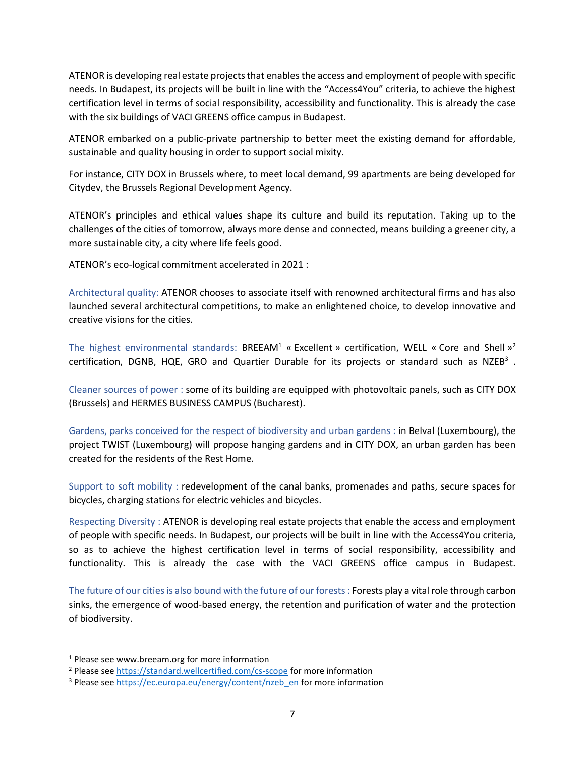ATENOR is developing real estate projects that enables the access and employment of people with specific needs. In Budapest, its projects will be built in line with the "Access4You" criteria, to achieve the highest certification level in terms of social responsibility, accessibility and functionality. This is already the case with the six buildings of VACI GREENS office campus in Budapest.

ATENOR embarked on a public-private partnership to better meet the existing demand for affordable, sustainable and quality housing in order to support social mixity.

For instance, CITY DOX in Brussels where, to meet local demand, 99 apartments are being developed for Citydev, the Brussels Regional Development Agency.

ATENOR's principles and ethical values shape its culture and build its reputation. Taking up to the challenges of the cities of tomorrow, always more dense and connected, means building a greener city, a more sustainable city, a city where life feels good.

ATENOR's eco-logical commitment accelerated in 2021 :

Architectural quality: ATENOR chooses to associate itself with renowned architectural firms and has also launched several architectural competitions, to make an enlightened choice, to develop innovative and creative visions for the cities.

The highest environmental standards: BREEAM[1] « Excellent » certification, WELL « Core and Shell »[2] certification, DGNB, HQE, GRO and Quartier Durable for its projects or standard such as NZEB[3] .

Cleaner sources of power : some of its building are equipped with photovoltaic panels, such as CITY DOX (Brussels) and HERMES BUSINESS CAMPUS (Bucharest).

Gardens, parks conceived for the respect of biodiversity and urban gardens : in Belval (Luxembourg), the project TWIST (Luxembourg) will propose hanging gardens and in CITY DOX, an urban garden has been created for the residents of the Rest Home.

Support to soft mobility : redevelopment of the canal banks, promenades and paths, secure spaces for bicycles, charging stations for electric vehicles and bicycles.

Respecting Diversity : ATENOR is developing real estate projects that enable the access and employment of people with specific needs. In Budapest, our projects will be built in line with the Access4You criteria, so as to achieve the highest certification level in terms of social responsibility, accessibility and functionality. This is already the case with the VACI GREENS office campus in Budapest.

The future of our cities is also bound with the future of our forests : Forests play a vital role through carbon sinks, the emergence of wood-based energy, the retention and purification of water and the protection of biodiversity.

---

[1] Please see www.breeam.org for more information

[2] Please see https://standard.wellcertified.com/cs-scope for more information

[3] Please see https://ec.europa.eu/energy/content/nzeb_en for more information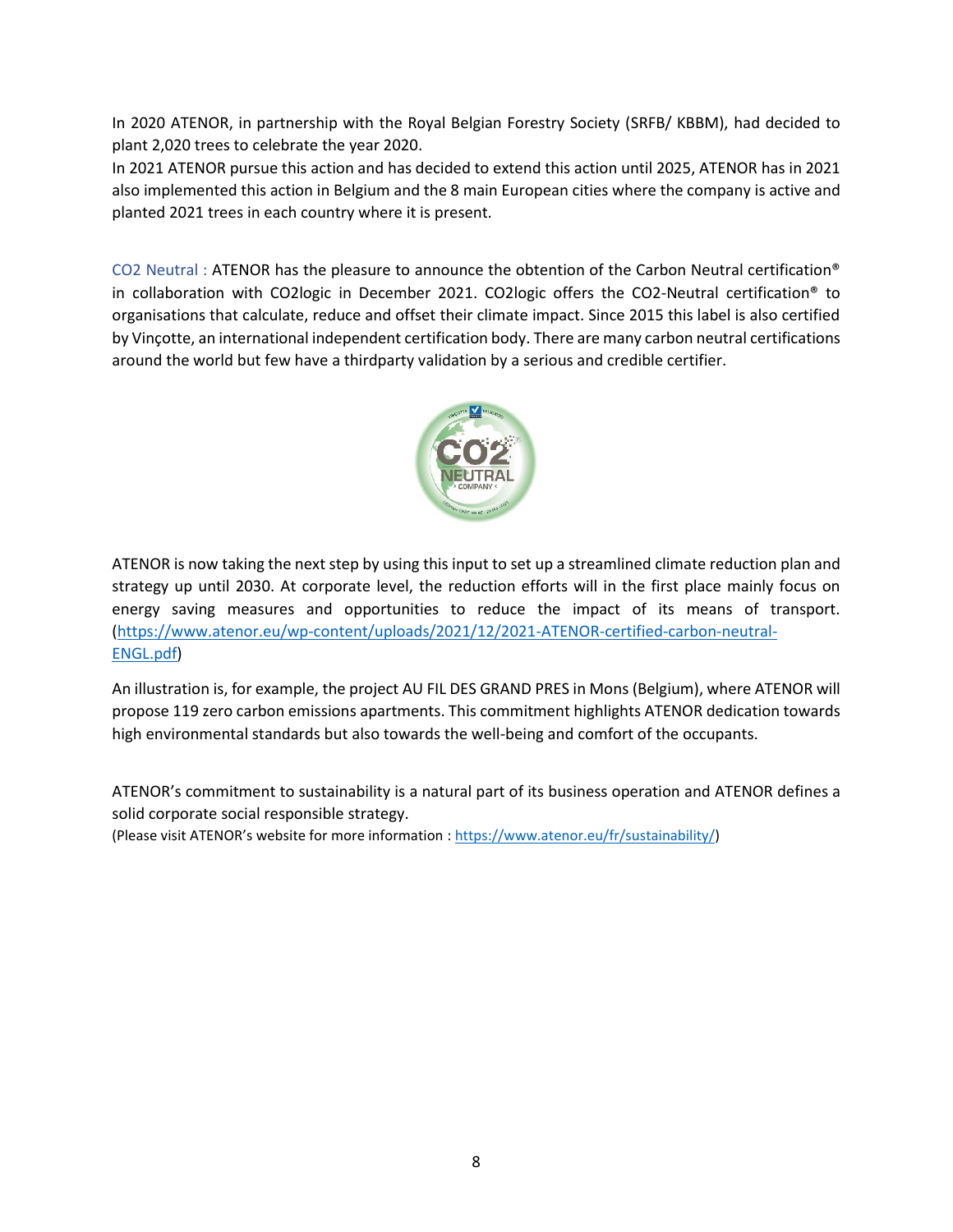In 2020 ATENOR, in partnership with the Royal Belgian Forestry Society (SRFB/ KBBM), had decided to plant 2,020 trees to celebrate the year 2020.
In 2021 ATENOR pursue this action and has decided to extend this action until 2025, ATENOR has in 2021 also implemented this action in Belgium and the 8 main European cities where the company is active and planted 2021 trees in each country where it is present.

CO2 Neutral : ATENOR has the pleasure to announce the obtention of the Carbon Neutral certification® in collaboration with CO2logic in December 2021. CO2logic offers the CO2-Neutral certification® to organisations that calculate, reduce and offset their climate impact. Since 2015 this label is also certified by Vinçotte, an international independent certification body. There are many carbon neutral certifications around the world but few have a thirdparty validation by a serious and credible certifier.

ATENOR is now taking the next step by using this input to set up a streamlined climate reduction plan and strategy up until 2030. At corporate level, the reduction efforts will in the first place mainly focus on energy saving measures and opportunities to reduce the impact of its means of transport. (https://www.atenor.eu/wp-content/uploads/2021/12/2021-ATENOR-certified-carbon-neutral-ENGL.pdf)

An illustration is, for example, the project AU FIL DES GRAND PRES in Mons (Belgium), where ATENOR will propose 119 zero carbon emissions apartments. This commitment highlights ATENOR dedication towards high environmental standards but also towards the well-being and comfort of the occupants.

ATENOR's commitment to sustainability is a natural part of its business operation and ATENOR defines a solid corporate social responsible strategy.
(Please visit ATENOR's website for more information : https://www.atenor.eu/fr/sustainability/)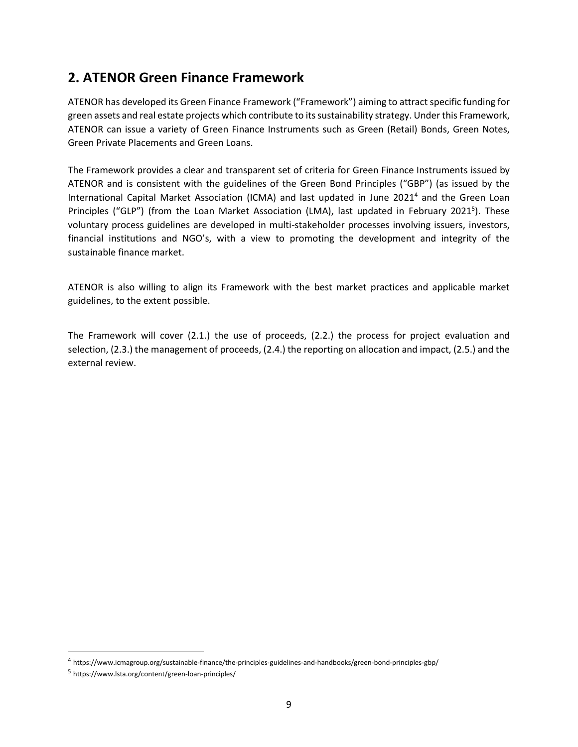## 2. ATENOR Green Finance Framework

ATENOR has developed its Green Finance Framework ("Framework") aiming to attract specific funding for green assets and real estate projects which contribute to its sustainability strategy. Under this Framework, ATENOR can issue a variety of Green Finance Instruments such as Green (Retail) Bonds, Green Notes, Green Private Placements and Green Loans.

The Framework provides a clear and transparent set of criteria for Green Finance Instruments issued by ATENOR and is consistent with the guidelines of the Green Bond Principles ("GBP") (as issued by the International Capital Market Association (ICMA) and last updated in June 2021[4] and the Green Loan Principles ("GLP") (from the Loan Market Association (LMA), last updated in February 2021[5]). These voluntary process guidelines are developed in multi-stakeholder processes involving issuers, investors, financial institutions and NGO's, with a view to promoting the development and integrity of the sustainable finance market.

ATENOR is also willing to align its Framework with the best market practices and applicable market guidelines, to the extent possible.

The Framework will cover (2.1.) the use of proceeds, (2.2.) the process for project evaluation and selection, (2.3.) the management of proceeds, (2.4.) the reporting on allocation and impact, (2.5.) and the external review.

---

[4] https://www.icmagroup.org/sustainable-finance/the-principles-guidelines-and-handbooks/green-bond-principles-gbp/

[5] https://www.lsta.org/content/green-loan-principles/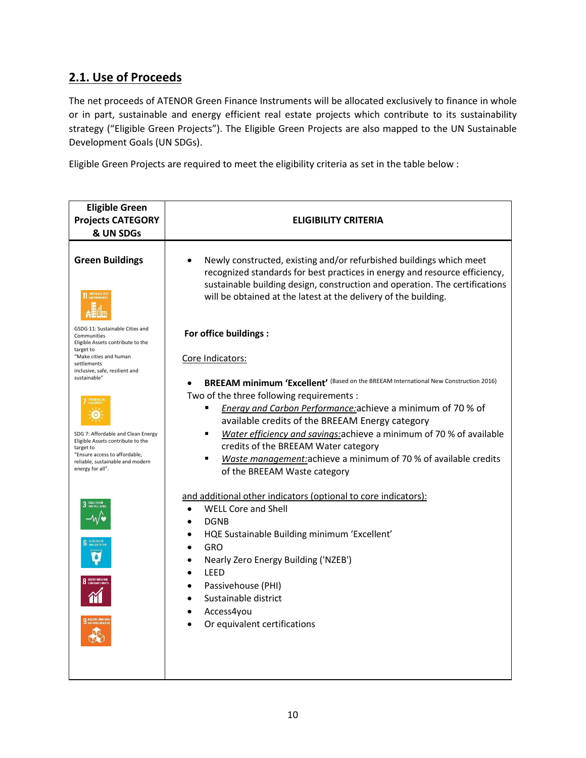## 2.1. Use of Proceeds

The net proceeds of ATENOR Green Finance Instruments will be allocated exclusively to finance in whole or in part, sustainable and energy efficient real estate projects which contribute to its sustainability strategy ("Eligible Green Projects"). The Eligible Green Projects are also mapped to the UN Sustainable Development Goals (UN SDGs).

Eligible Green Projects are required to meet the eligibility criteria as set in the table below :

| Eligible Green Projects CATEGORY & UN SDGs | ELIGIBILITY CRITERIA |
|---|---|
| **Green Buildings**<br><br>GSDG 11: Sustainable Cities and Communities<br>Eligible Assets contribute to the target to "Make cities and human settlements inclusive, safe, resilient and sustainable"<br><br>SDG 7: Affordable and Clean Energy<br>Eligible Assets contribute to the target to "Ensure access to affordable, reliable, sustainable and modern energy for all". | • Newly constructed, existing and/or refurbished buildings which meet recognized standards for best practices in energy and resource efficiency, sustainable building design, construction and operation. The certifications will be obtained at the latest at the delivery of the building.<br><br>**For office buildings :**<br><br>Core Indicators:<br><br>• **BREEAM minimum 'Excellent'** (Based on the BREEAM International New Construction 2016)<br>Two of the three following requirements :<br>▪ *Energy and Carbon Performance:* achieve a minimum of 70 % of available credits of the BREEAM Energy category<br>▪ *Water efficiency and savings:* achieve a minimum of 70 % of available credits of the BREEAM Water category<br>▪ *Waste management:* achieve a minimum of 70 % of available credits of the BREEAM Waste category<br><br>and additional other indicators (optional to core indicators):<br>• WELL Core and Shell<br>• DGNB<br>• HQE Sustainable Building minimum 'Excellent'<br>• GRO<br>• Nearly Zero Energy Building ('NZEB')<br>• LEED<br>• Passivehouse (PHI)<br>• Sustainable district<br>• Access4you<br>• Or equivalent certifications |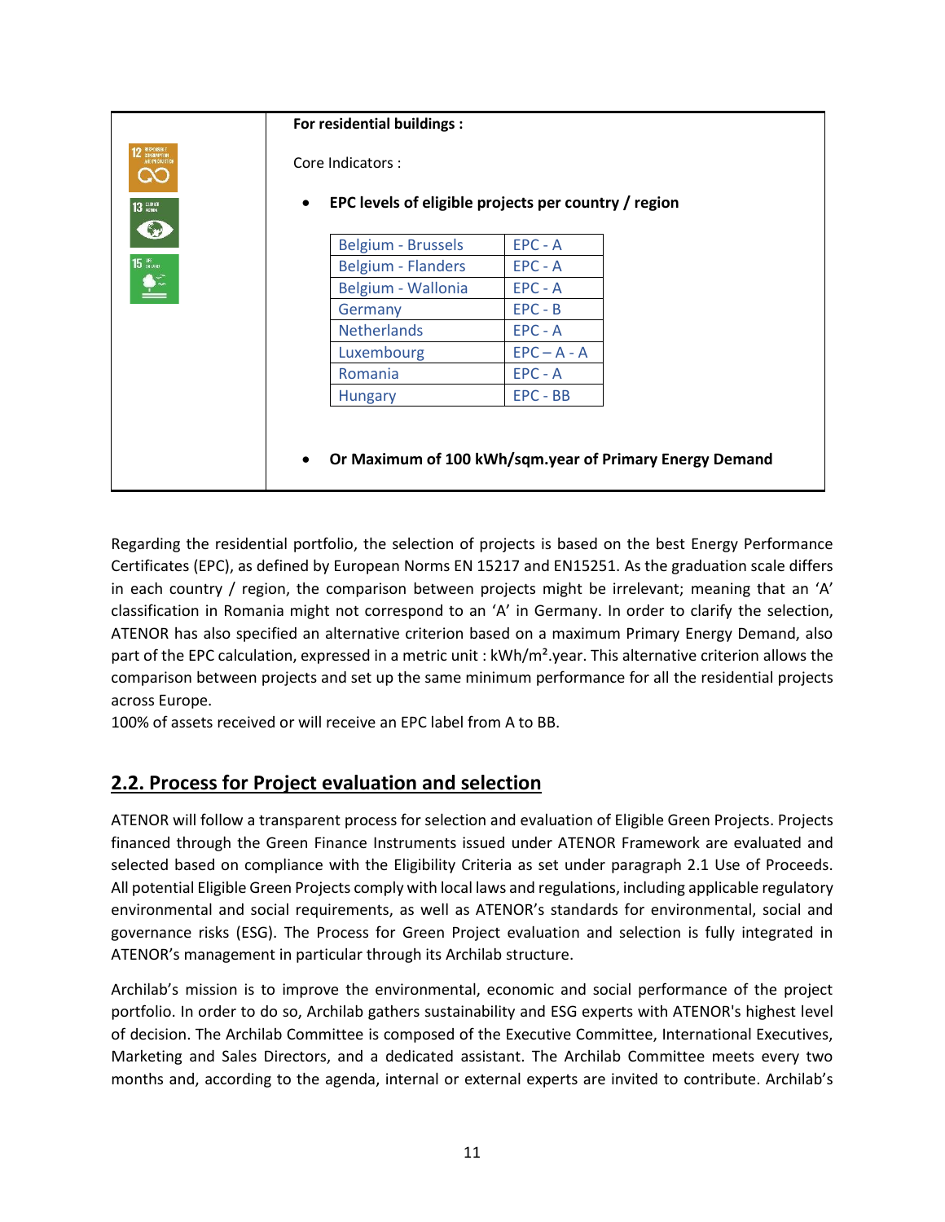**For residential buildings :**

Core Indicators :

- **EPC levels of eligible projects per country / region**

| | |
|---|---|
| Belgium - Brussels | EPC - A |
| Belgium - Flanders | EPC - A |
| Belgium - Wallonia | EPC - A |
| Germany | EPC - B |
| Netherlands | EPC - A |
| Luxembourg | EPC – A - A |
| Romania | EPC - A |
| Hungary | EPC - BB |

- **Or Maximum of 100 kWh/sqm.year of Primary Energy Demand**

Regarding the residential portfolio, the selection of projects is based on the best Energy Performance Certificates (EPC), as defined by European Norms EN 15217 and EN15251. As the graduation scale differs in each country / region, the comparison between projects might be irrelevant; meaning that an 'A' classification in Romania might not correspond to an 'A' in Germany. In order to clarify the selection, ATENOR has also specified an alternative criterion based on a maximum Primary Energy Demand, also part of the EPC calculation, expressed in a metric unit : kWh/m².year. This alternative criterion allows the comparison between projects and set up the same minimum performance for all the residential projects across Europe.
100% of assets received or will receive an EPC label from A to BB.

## 2.2. Process for Project evaluation and selection

ATENOR will follow a transparent process for selection and evaluation of Eligible Green Projects. Projects financed through the Green Finance Instruments issued under ATENOR Framework are evaluated and selected based on compliance with the Eligibility Criteria as set under paragraph 2.1 Use of Proceeds. All potential Eligible Green Projects comply with local laws and regulations, including applicable regulatory environmental and social requirements, as well as ATENOR's standards for environmental, social and governance risks (ESG). The Process for Green Project evaluation and selection is fully integrated in ATENOR's management in particular through its Archilab structure.

Archilab's mission is to improve the environmental, economic and social performance of the project portfolio. In order to do so, Archilab gathers sustainability and ESG experts with ATENOR's highest level of decision. The Archilab Committee is composed of the Executive Committee, International Executives, Marketing and Sales Directors, and a dedicated assistant. The Archilab Committee meets every two months and, according to the agenda, internal or external experts are invited to contribute. Archilab's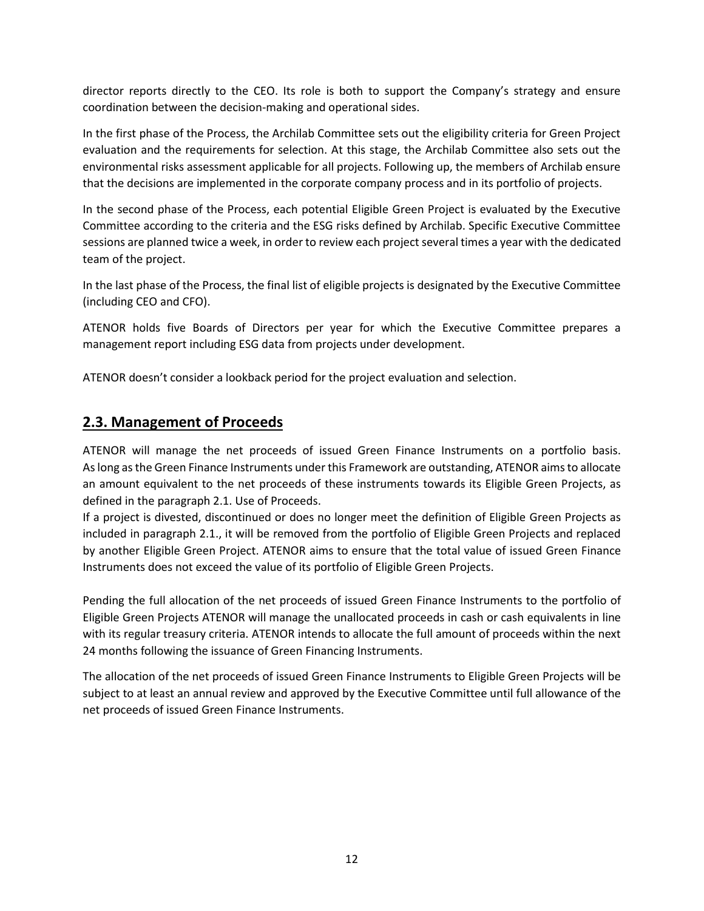director reports directly to the CEO. Its role is both to support the Company's strategy and ensure coordination between the decision-making and operational sides.

In the first phase of the Process, the Archilab Committee sets out the eligibility criteria for Green Project evaluation and the requirements for selection. At this stage, the Archilab Committee also sets out the environmental risks assessment applicable for all projects. Following up, the members of Archilab ensure that the decisions are implemented in the corporate company process and in its portfolio of projects.

In the second phase of the Process, each potential Eligible Green Project is evaluated by the Executive Committee according to the criteria and the ESG risks defined by Archilab. Specific Executive Committee sessions are planned twice a week, in order to review each project several times a year with the dedicated team of the project.

In the last phase of the Process, the final list of eligible projects is designated by the Executive Committee (including CEO and CFO).

ATENOR holds five Boards of Directors per year for which the Executive Committee prepares a management report including ESG data from projects under development.

ATENOR doesn't consider a lookback period for the project evaluation and selection.

## 2.3. Management of Proceeds

ATENOR will manage the net proceeds of issued Green Finance Instruments on a portfolio basis. As long as the Green Finance Instruments under this Framework are outstanding, ATENOR aims to allocate an amount equivalent to the net proceeds of these instruments towards its Eligible Green Projects, as defined in the paragraph 2.1. Use of Proceeds.
If a project is divested, discontinued or does no longer meet the definition of Eligible Green Projects as included in paragraph 2.1., it will be removed from the portfolio of Eligible Green Projects and replaced by another Eligible Green Project. ATENOR aims to ensure that the total value of issued Green Finance Instruments does not exceed the value of its portfolio of Eligible Green Projects.

Pending the full allocation of the net proceeds of issued Green Finance Instruments to the portfolio of Eligible Green Projects ATENOR will manage the unallocated proceeds in cash or cash equivalents in line with its regular treasury criteria. ATENOR intends to allocate the full amount of proceeds within the next 24 months following the issuance of Green Financing Instruments.

The allocation of the net proceeds of issued Green Finance Instruments to Eligible Green Projects will be subject to at least an annual review and approved by the Executive Committee until full allowance of the net proceeds of issued Green Finance Instruments.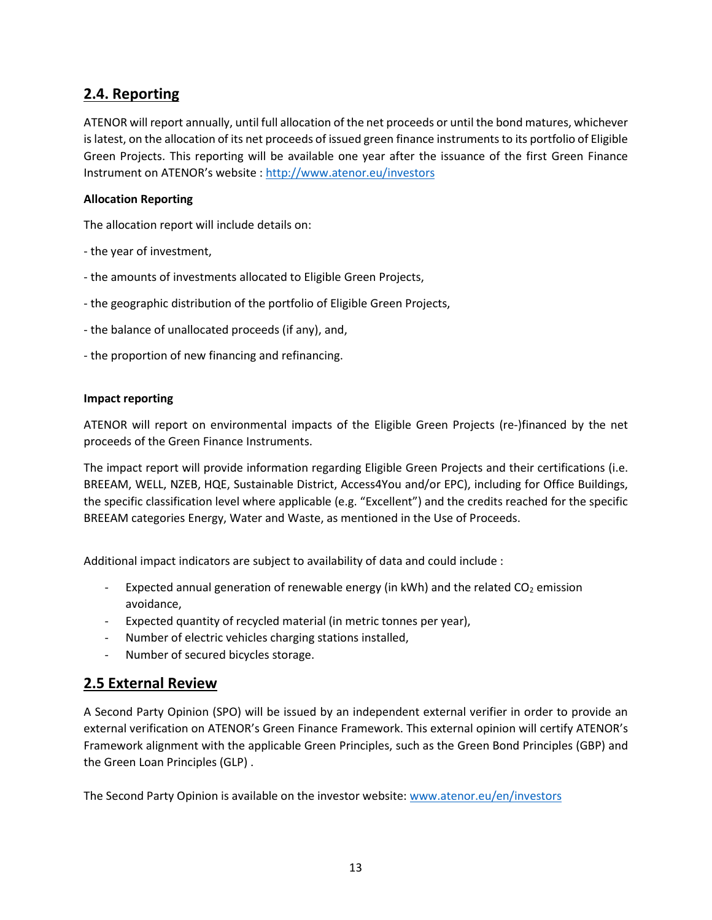## 2.4. Reporting

ATENOR will report annually, until full allocation of the net proceeds or until the bond matures, whichever is latest, on the allocation of its net proceeds of issued green finance instruments to its portfolio of Eligible Green Projects. This reporting will be available one year after the issuance of the first Green Finance Instrument on ATENOR's website : http://www.atenor.eu/investors

**Allocation Reporting**

The allocation report will include details on:

- the year of investment,

- the amounts of investments allocated to Eligible Green Projects,

- the geographic distribution of the portfolio of Eligible Green Projects,

- the balance of unallocated proceeds (if any), and,

- the proportion of new financing and refinancing.

**Impact reporting**

ATENOR will report on environmental impacts of the Eligible Green Projects (re-)financed by the net proceeds of the Green Finance Instruments.

The impact report will provide information regarding Eligible Green Projects and their certifications (i.e. BREEAM, WELL, NZEB, HQE, Sustainable District, Access4You and/or EPC), including for Office Buildings, the specific classification level where applicable (e.g. "Excellent") and the credits reached for the specific BREEAM categories Energy, Water and Waste, as mentioned in the Use of Proceeds.

Additional impact indicators are subject to availability of data and could include :

- Expected annual generation of renewable energy (in kWh) and the related $CO_2$ emission avoidance,
- Expected quantity of recycled material (in metric tonnes per year),
- Number of electric vehicles charging stations installed,
- Number of secured bicycles storage.

## 2.5 External Review

A Second Party Opinion (SPO) will be issued by an independent external verifier in order to provide an external verification on ATENOR's Green Finance Framework. This external opinion will certify ATENOR's Framework alignment with the applicable Green Principles, such as the Green Bond Principles (GBP) and the Green Loan Principles (GLP) .

The Second Party Opinion is available on the investor website: www.atenor.eu/en/investors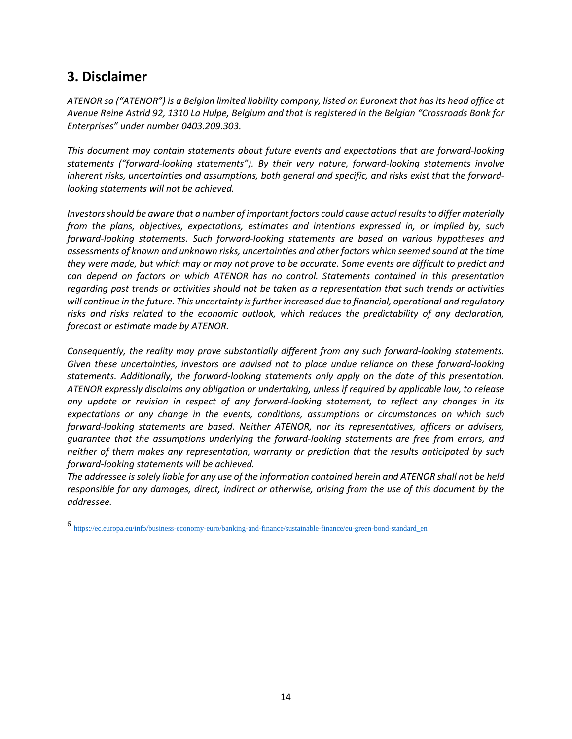## 3. Disclaimer

*ATENOR sa ("ATENOR") is a Belgian limited liability company, listed on Euronext that has its head office at Avenue Reine Astrid 92, 1310 La Hulpe, Belgium and that is registered in the Belgian "Crossroads Bank for Enterprises" under number 0403.209.303.*

*This document may contain statements about future events and expectations that are forward-looking statements ("forward-looking statements"). By their very nature, forward-looking statements involve inherent risks, uncertainties and assumptions, both general and specific, and risks exist that the forward-looking statements will not be achieved.*

*Investors should be aware that a number of important factors could cause actual results to differ materially from the plans, objectives, expectations, estimates and intentions expressed in, or implied by, such forward-looking statements. Such forward-looking statements are based on various hypotheses and assessments of known and unknown risks, uncertainties and other factors which seemed sound at the time they were made, but which may or may not prove to be accurate. Some events are difficult to predict and can depend on factors on which ATENOR has no control. Statements contained in this presentation regarding past trends or activities should not be taken as a representation that such trends or activities will continue in the future. This uncertainty is further increased due to financial, operational and regulatory risks and risks related to the economic outlook, which reduces the predictability of any declaration, forecast or estimate made by ATENOR.*

*Consequently, the reality may prove substantially different from any such forward-looking statements. Given these uncertainties, investors are advised not to place undue reliance on these forward-looking statements. Additionally, the forward-looking statements only apply on the date of this presentation. ATENOR expressly disclaims any obligation or undertaking, unless if required by applicable law, to release any update or revision in respect of any forward-looking statement, to reflect any changes in its expectations or any change in the events, conditions, assumptions or circumstances on which such forward-looking statements are based. Neither ATENOR, nor its representatives, officers or advisers, guarantee that the assumptions underlying the forward-looking statements are free from errors, and neither of them makes any representation, warranty or prediction that the results anticipated by such forward-looking statements will be achieved.*
*The addressee is solely liable for any use of the information contained herein and ATENOR shall not be held responsible for any damages, direct, indirect or otherwise, arising from the use of this document by the addressee.*

[6] https://ec.europa.eu/info/business-economy-euro/banking-and-finance/sustainable-finance/eu-green-bond-standard_en